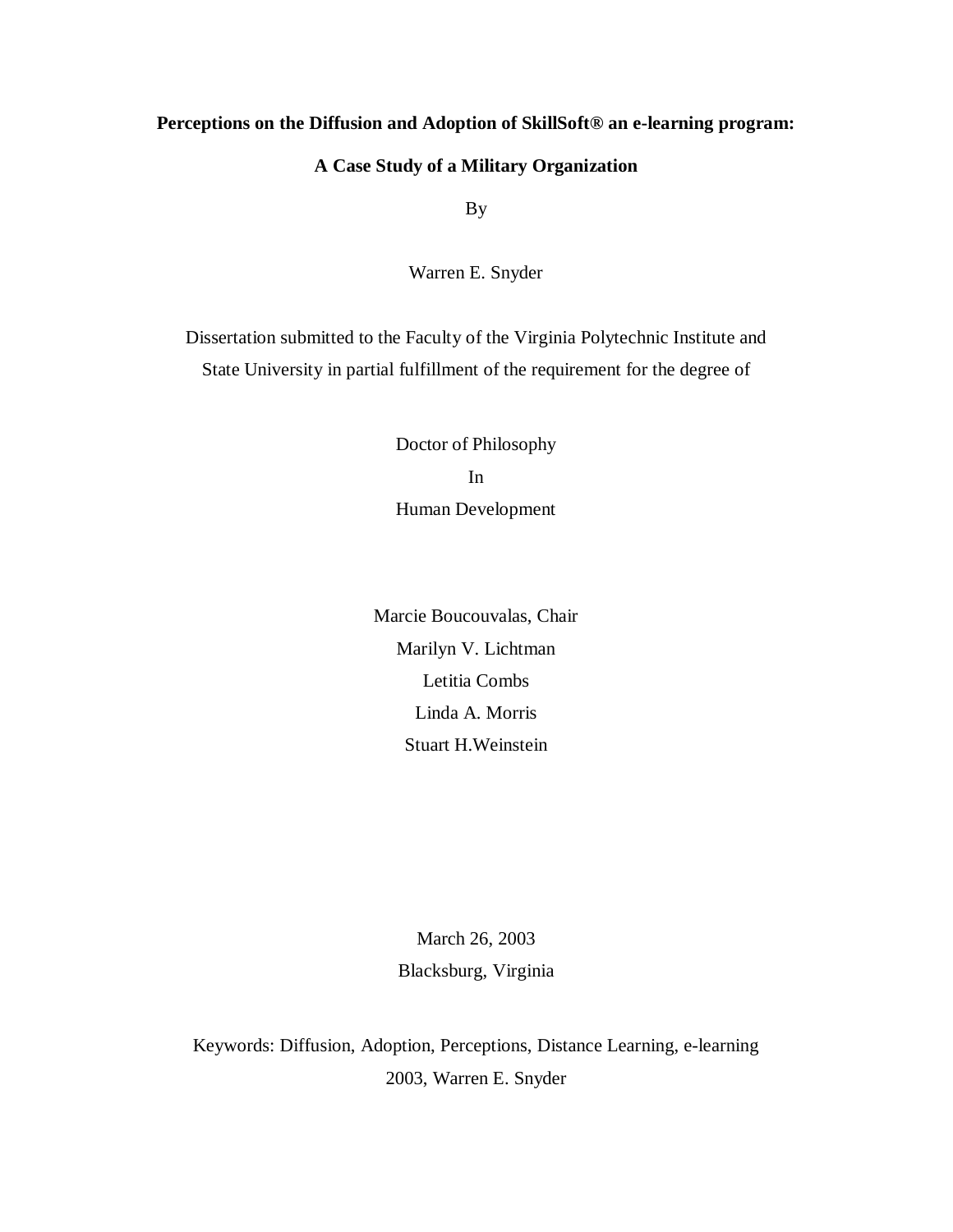# Perceptions on the Diffusion and Adoption of SkillSoft® an e-learning program:

# A Case Study of a Military Organization

By

Warren E. Snyder

Dissertation submitted to the Faculty of the Virginia Polytechnic Institute and State University in partial fulfillment of the requirement for the degree of

Doctor of Philosophy
In
Human Development

Marcie Boucouvalas, Chair
Marilyn V. Lichtman
Letitia Combs
Linda A. Morris
Stuart H.Weinstein

March 26, 2003
Blacksburg, Virginia

Keywords: Diffusion, Adoption, Perceptions, Distance Learning, e-learning
2003, Warren E. Snyder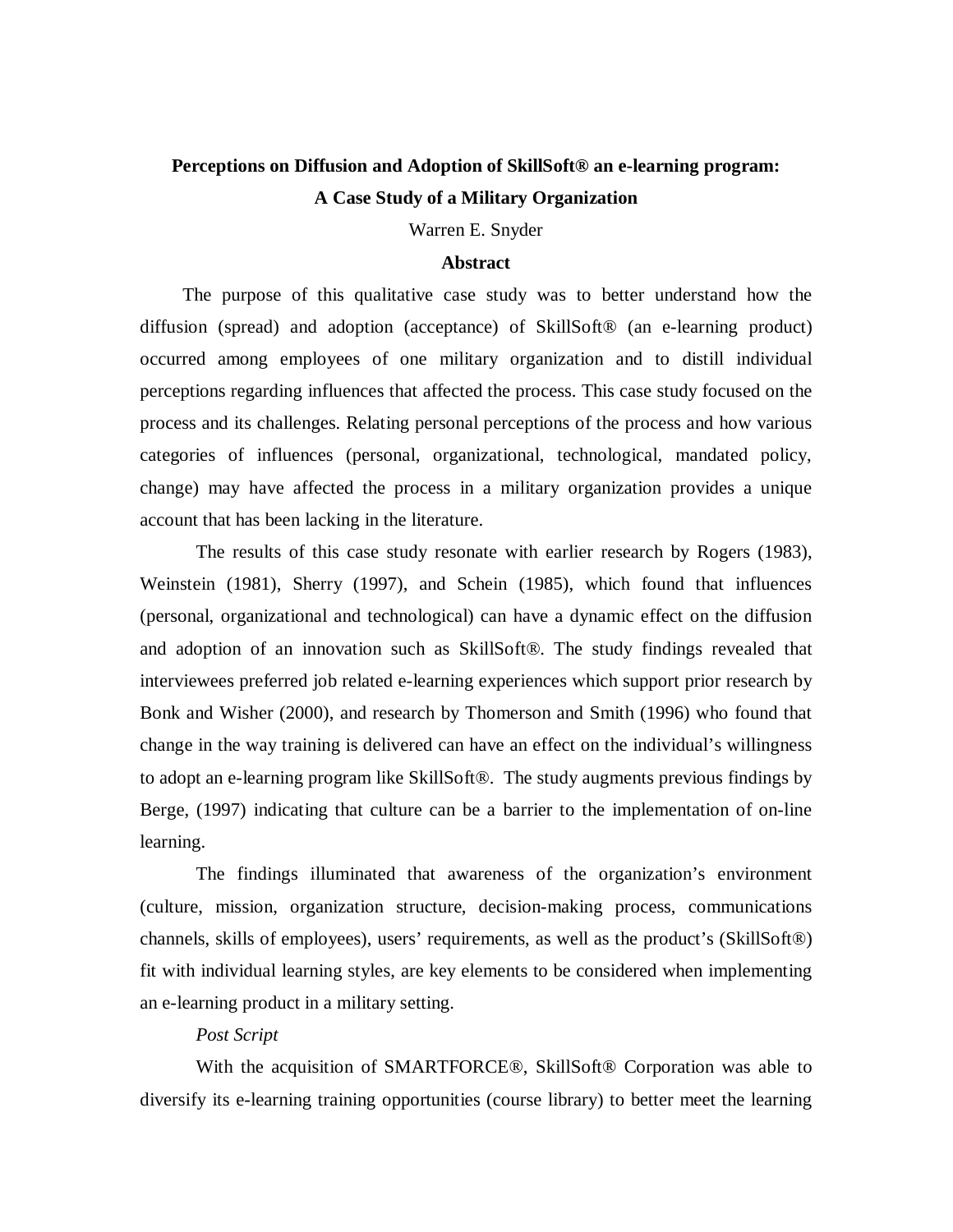**Perceptions on Diffusion and Adoption of SkillSoft® an e-learning program: A Case Study of a Military Organization**

Warren E. Snyder

**Abstract**

The purpose of this qualitative case study was to better understand how the diffusion (spread) and adoption (acceptance) of SkillSoft® (an e-learning product) occurred among employees of one military organization and to distill individual perceptions regarding influences that affected the process. This case study focused on the process and its challenges. Relating personal perceptions of the process and how various categories of influences (personal, organizational, technological, mandated policy, change) may have affected the process in a military organization provides a unique account that has been lacking in the literature.

The results of this case study resonate with earlier research by Rogers (1983), Weinstein (1981), Sherry (1997), and Schein (1985), which found that influences (personal, organizational and technological) can have a dynamic effect on the diffusion and adoption of an innovation such as SkillSoft®. The study findings revealed that interviewees preferred job related e-learning experiences which support prior research by Bonk and Wisher (2000), and research by Thomerson and Smith (1996) who found that change in the way training is delivered can have an effect on the individual's willingness to adopt an e-learning program like SkillSoft®. The study augments previous findings by Berge, (1997) indicating that culture can be a barrier to the implementation of on-line learning.

The findings illuminated that awareness of the organization's environment (culture, mission, organization structure, decision-making process, communications channels, skills of employees), users' requirements, as well as the product's (SkillSoft®) fit with individual learning styles, are key elements to be considered when implementing an e-learning product in a military setting.

*Post Script*

With the acquisition of SMARTFORCE®, SkillSoft® Corporation was able to diversify its e-learning training opportunities (course library) to better meet the learning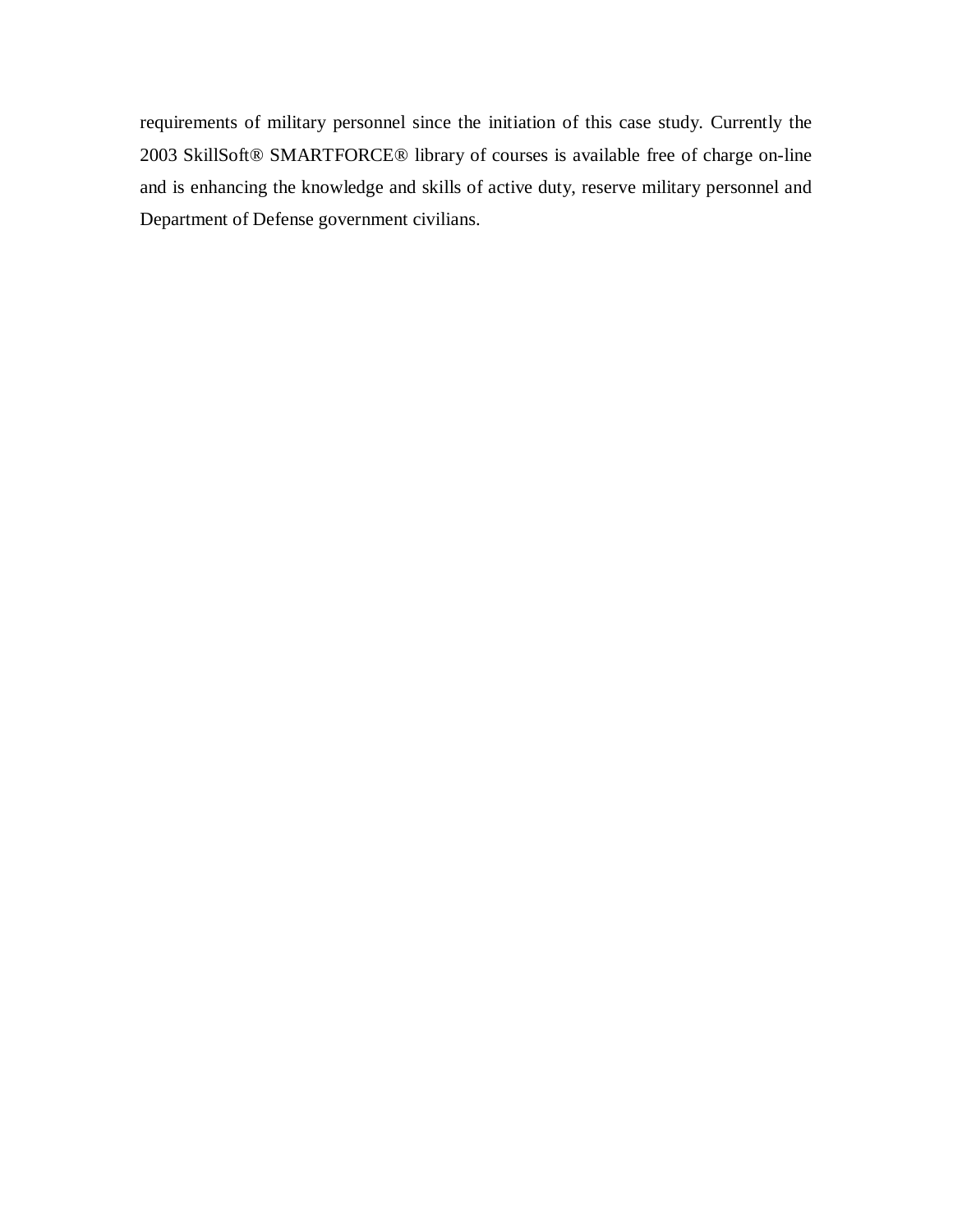requirements of military personnel since the initiation of this case study. Currently the 2003 SkillSoft® SMARTFORCE® library of courses is available free of charge on-line and is enhancing the knowledge and skills of active duty, reserve military personnel and Department of Defense government civilians.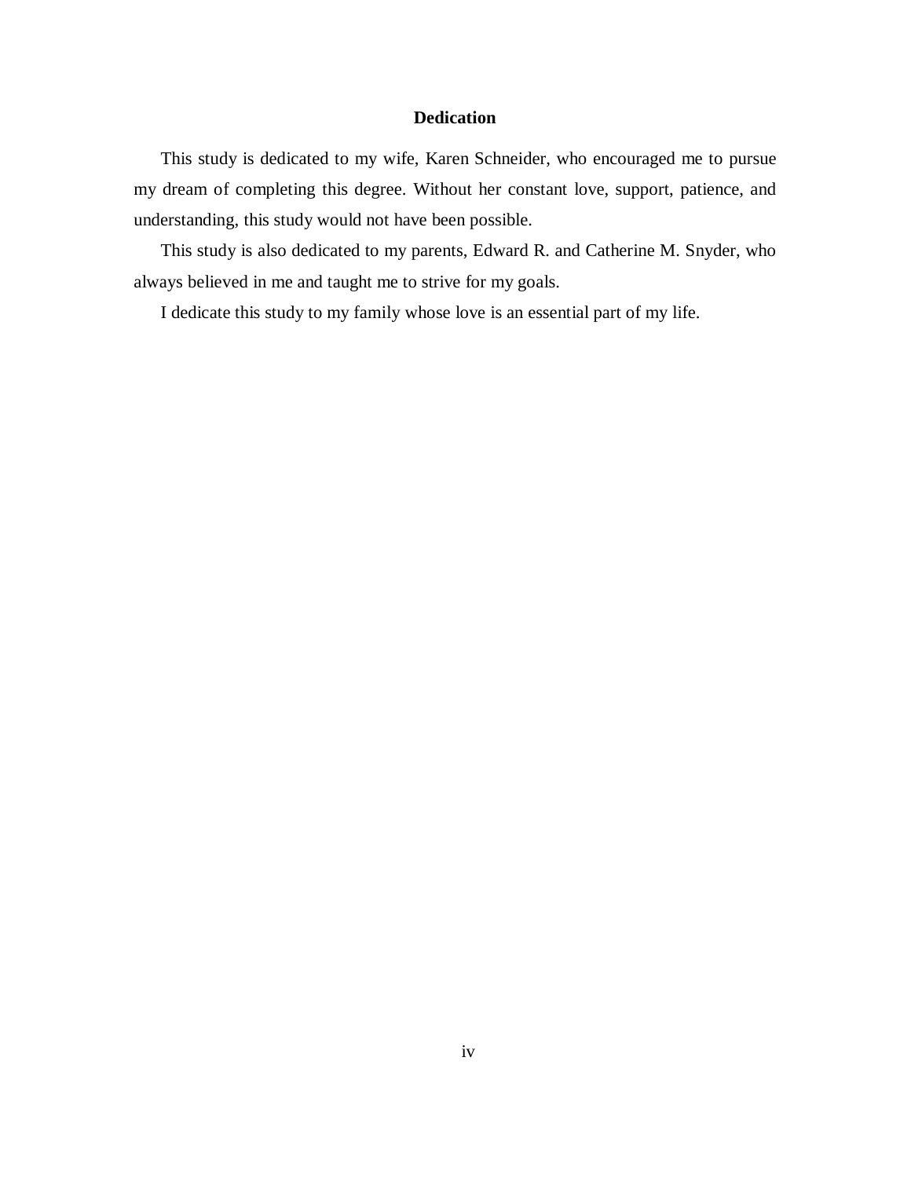# Dedication

This study is dedicated to my wife, Karen Schneider, who encouraged me to pursue my dream of completing this degree. Without her constant love, support, patience, and understanding, this study would not have been possible.

This study is also dedicated to my parents, Edward R. and Catherine M. Snyder, who always believed in me and taught me to strive for my goals.

I dedicate this study to my family whose love is an essential part of my life.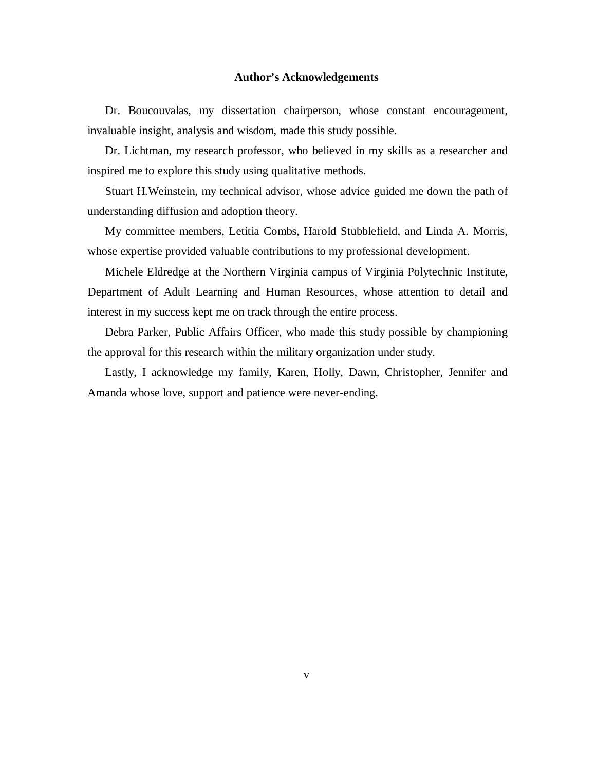# Author's Acknowledgements

Dr. Boucouvalas, my dissertation chairperson, whose constant encouragement, invaluable insight, analysis and wisdom, made this study possible.

Dr. Lichtman, my research professor, who believed in my skills as a researcher and inspired me to explore this study using qualitative methods.

Stuart H.Weinstein, my technical advisor, whose advice guided me down the path of understanding diffusion and adoption theory.

My committee members, Letitia Combs, Harold Stubblefield, and Linda A. Morris, whose expertise provided valuable contributions to my professional development.

Michele Eldredge at the Northern Virginia campus of Virginia Polytechnic Institute, Department of Adult Learning and Human Resources, whose attention to detail and interest in my success kept me on track through the entire process.

Debra Parker, Public Affairs Officer, who made this study possible by championing the approval for this research within the military organization under study.

Lastly, I acknowledge my family, Karen, Holly, Dawn, Christopher, Jennifer and Amanda whose love, support and patience were never-ending.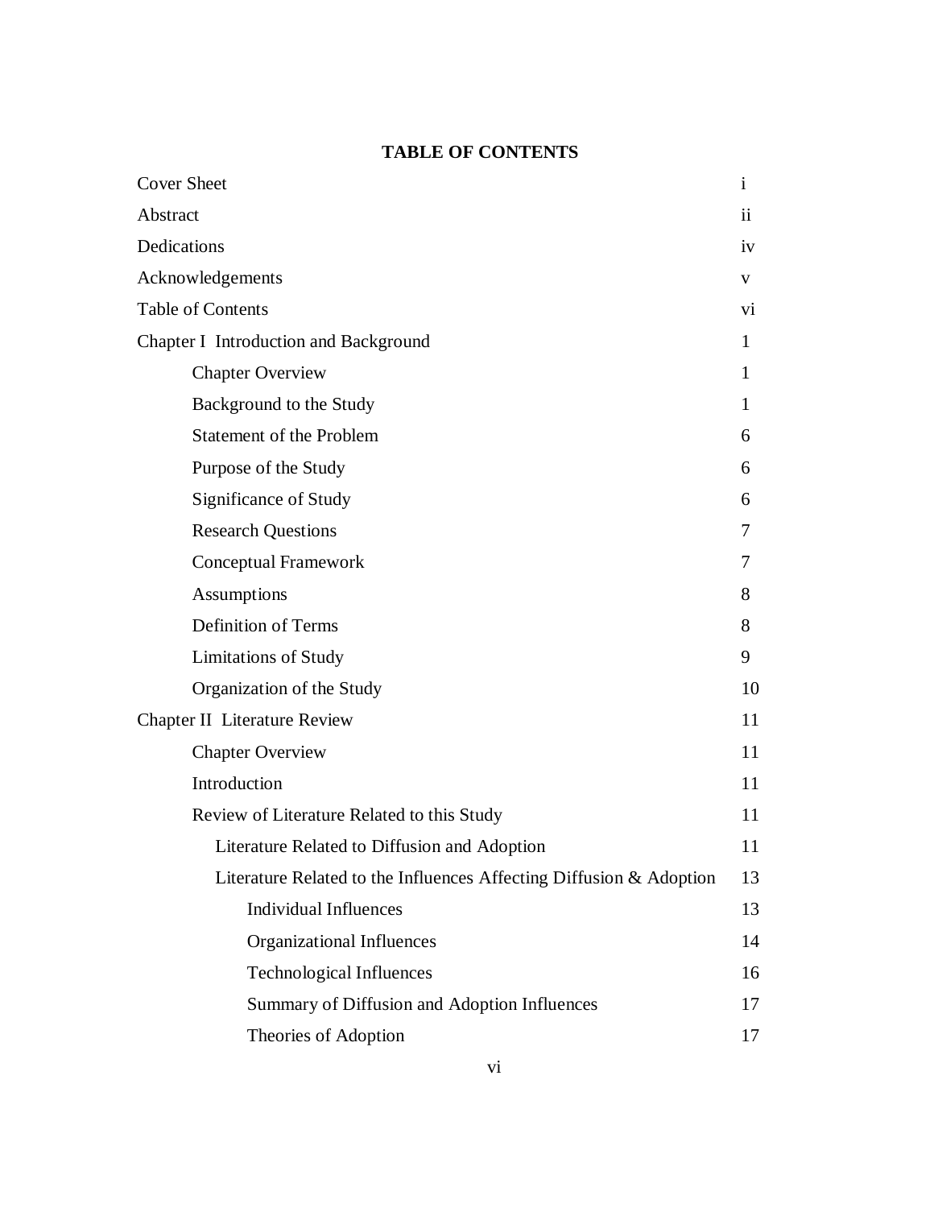## TABLE OF CONTENTS

| | |
|---|---|
| Cover Sheet | i |
| Abstract | ii |
| Dedications | iv |
| Acknowledgements | v |
| Table of Contents | vi |
| Chapter I Introduction and Background | 1 |
| Chapter Overview | 1 |
| Background to the Study | 1 |
| Statement of the Problem | 6 |
| Purpose of the Study | 6 |
| Significance of Study | 6 |
| Research Questions | 7 |
| Conceptual Framework | 7 |
| Assumptions | 8 |
| Definition of Terms | 8 |
| Limitations of Study | 9 |
| Organization of the Study | 10 |
| Chapter II Literature Review | 11 |
| Chapter Overview | 11 |
| Introduction | 11 |
| Review of Literature Related to this Study | 11 |
| Literature Related to Diffusion and Adoption | 11 |
| Literature Related to the Influences Affecting Diffusion & Adoption | 13 |
| Individual Influences | 13 |
| Organizational Influences | 14 |
| Technological Influences | 16 |
| Summary of Diffusion and Adoption Influences | 17 |
| Theories of Adoption | 17 |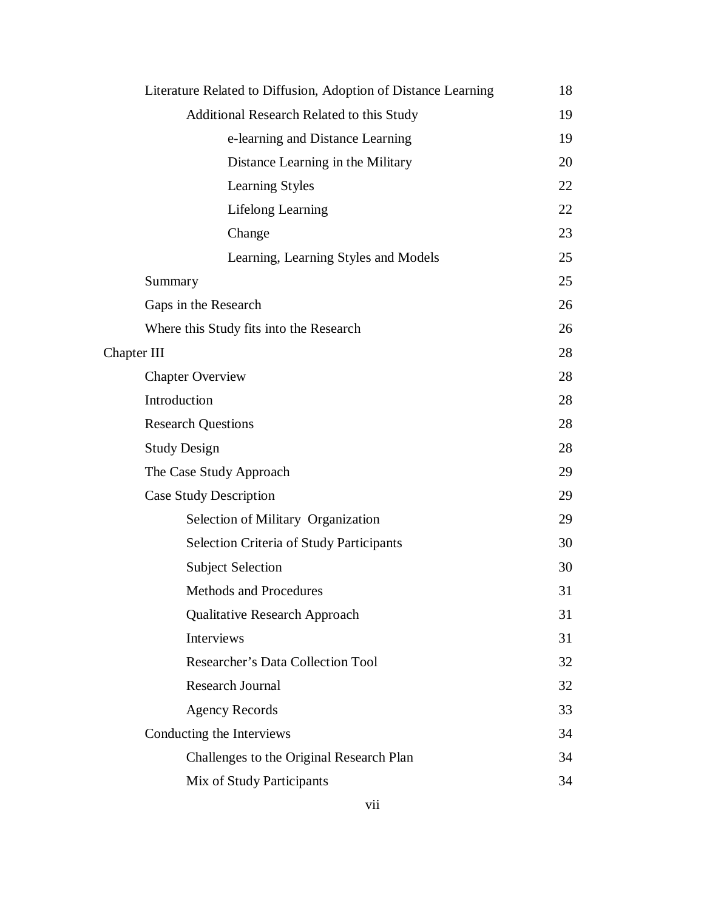| | |
|---|---|
| Literature Related to Diffusion, Adoption of Distance Learning | 18 |
| &nbsp;&nbsp;&nbsp;&nbsp;Additional Research Related to this Study | 19 |
| &nbsp;&nbsp;&nbsp;&nbsp;&nbsp;&nbsp;&nbsp;&nbsp;e-learning and Distance Learning | 19 |
| &nbsp;&nbsp;&nbsp;&nbsp;&nbsp;&nbsp;&nbsp;&nbsp;Distance Learning in the Military | 20 |
| &nbsp;&nbsp;&nbsp;&nbsp;&nbsp;&nbsp;&nbsp;&nbsp;Learning Styles | 22 |
| &nbsp;&nbsp;&nbsp;&nbsp;&nbsp;&nbsp;&nbsp;&nbsp;Lifelong Learning | 22 |
| &nbsp;&nbsp;&nbsp;&nbsp;&nbsp;&nbsp;&nbsp;&nbsp;Change | 23 |
| &nbsp;&nbsp;&nbsp;&nbsp;&nbsp;&nbsp;&nbsp;&nbsp;Learning, Learning Styles and Models | 25 |
| Summary | 25 |
| Gaps in the Research | 26 |
| Where this Study fits into the Research | 26 |
| Chapter III | 28 |
| Chapter Overview | 28 |
| Introduction | 28 |
| Research Questions | 28 |
| Study Design | 28 |
| The Case Study Approach | 29 |
| Case Study Description | 29 |
| &nbsp;&nbsp;&nbsp;&nbsp;Selection of Military Organization | 29 |
| &nbsp;&nbsp;&nbsp;&nbsp;Selection Criteria of Study Participants | 30 |
| &nbsp;&nbsp;&nbsp;&nbsp;Subject Selection | 30 |
| &nbsp;&nbsp;&nbsp;&nbsp;Methods and Procedures | 31 |
| &nbsp;&nbsp;&nbsp;&nbsp;Qualitative Research Approach | 31 |
| &nbsp;&nbsp;&nbsp;&nbsp;Interviews | 31 |
| &nbsp;&nbsp;&nbsp;&nbsp;Researcher's Data Collection Tool | 32 |
| &nbsp;&nbsp;&nbsp;&nbsp;Research Journal | 32 |
| &nbsp;&nbsp;&nbsp;&nbsp;Agency Records | 33 |
| Conducting the Interviews | 34 |
| &nbsp;&nbsp;&nbsp;&nbsp;Challenges to the Original Research Plan | 34 |
| &nbsp;&nbsp;&nbsp;&nbsp;Mix of Study Participants | 34 |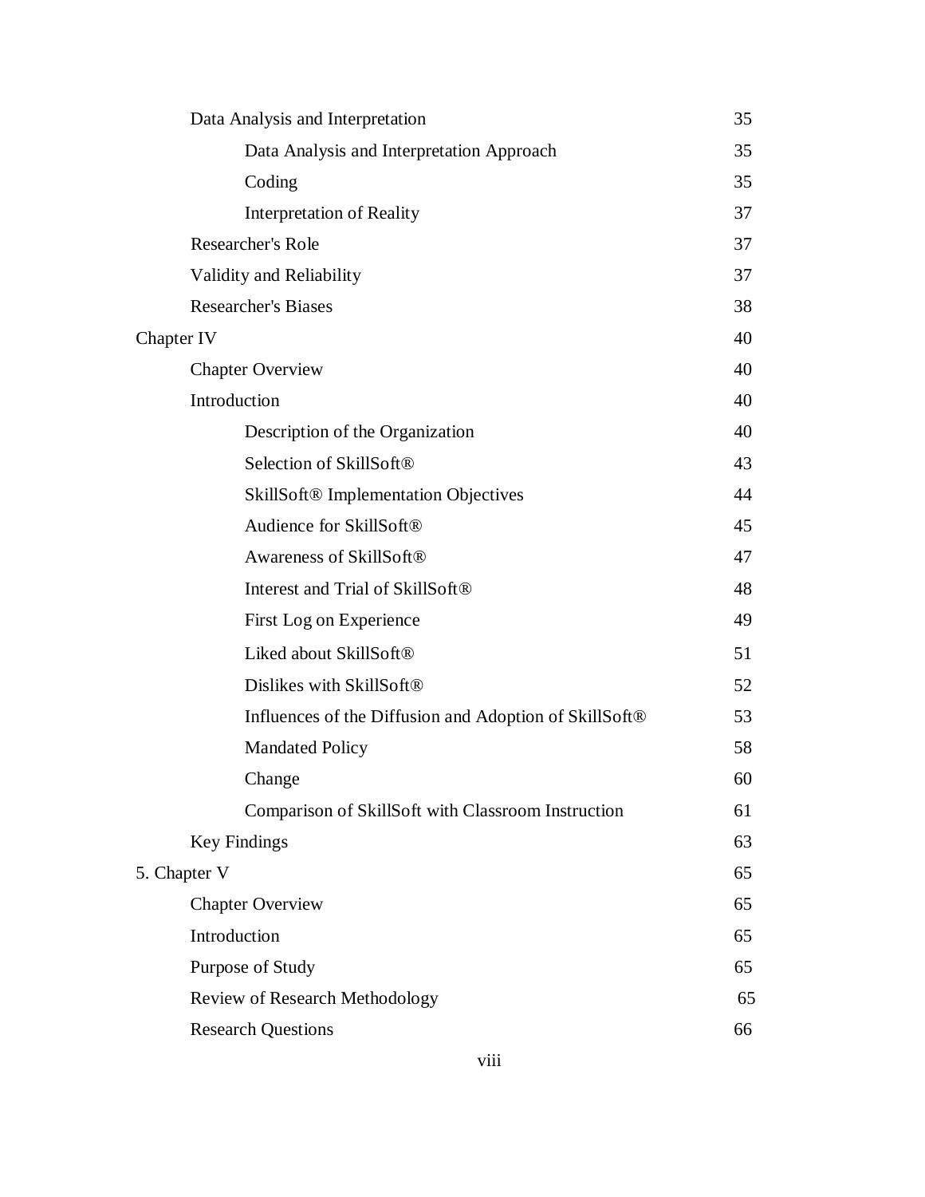| | |
|---|---|
| Data Analysis and Interpretation | 35 |
| &nbsp;&nbsp;&nbsp;&nbsp;Data Analysis and Interpretation Approach | 35 |
| &nbsp;&nbsp;&nbsp;&nbsp;Coding | 35 |
| &nbsp;&nbsp;&nbsp;&nbsp;Interpretation of Reality | 37 |
| Researcher's Role | 37 |
| Validity and Reliability | 37 |
| Researcher's Biases | 38 |
| Chapter IV | 40 |
| Chapter Overview | 40 |
| Introduction | 40 |
| &nbsp;&nbsp;&nbsp;&nbsp;Description of the Organization | 40 |
| &nbsp;&nbsp;&nbsp;&nbsp;Selection of SkillSoft® | 43 |
| &nbsp;&nbsp;&nbsp;&nbsp;SkillSoft® Implementation Objectives | 44 |
| &nbsp;&nbsp;&nbsp;&nbsp;Audience for SkillSoft® | 45 |
| &nbsp;&nbsp;&nbsp;&nbsp;Awareness of SkillSoft® | 47 |
| &nbsp;&nbsp;&nbsp;&nbsp;Interest and Trial of SkillSoft® | 48 |
| &nbsp;&nbsp;&nbsp;&nbsp;First Log on Experience | 49 |
| &nbsp;&nbsp;&nbsp;&nbsp;Liked about SkillSoft® | 51 |
| &nbsp;&nbsp;&nbsp;&nbsp;Dislikes with SkillSoft® | 52 |
| &nbsp;&nbsp;&nbsp;&nbsp;Influences of the Diffusion and Adoption of SkillSoft® | 53 |
| &nbsp;&nbsp;&nbsp;&nbsp;Mandated Policy | 58 |
| &nbsp;&nbsp;&nbsp;&nbsp;Change | 60 |
| &nbsp;&nbsp;&nbsp;&nbsp;Comparison of SkillSoft with Classroom Instruction | 61 |
| Key Findings | 63 |
| 5. Chapter V | 65 |
| Chapter Overview | 65 |
| Introduction | 65 |
| Purpose of Study | 65 |
| Review of Research Methodology | 65 |
| Research Questions | 66 |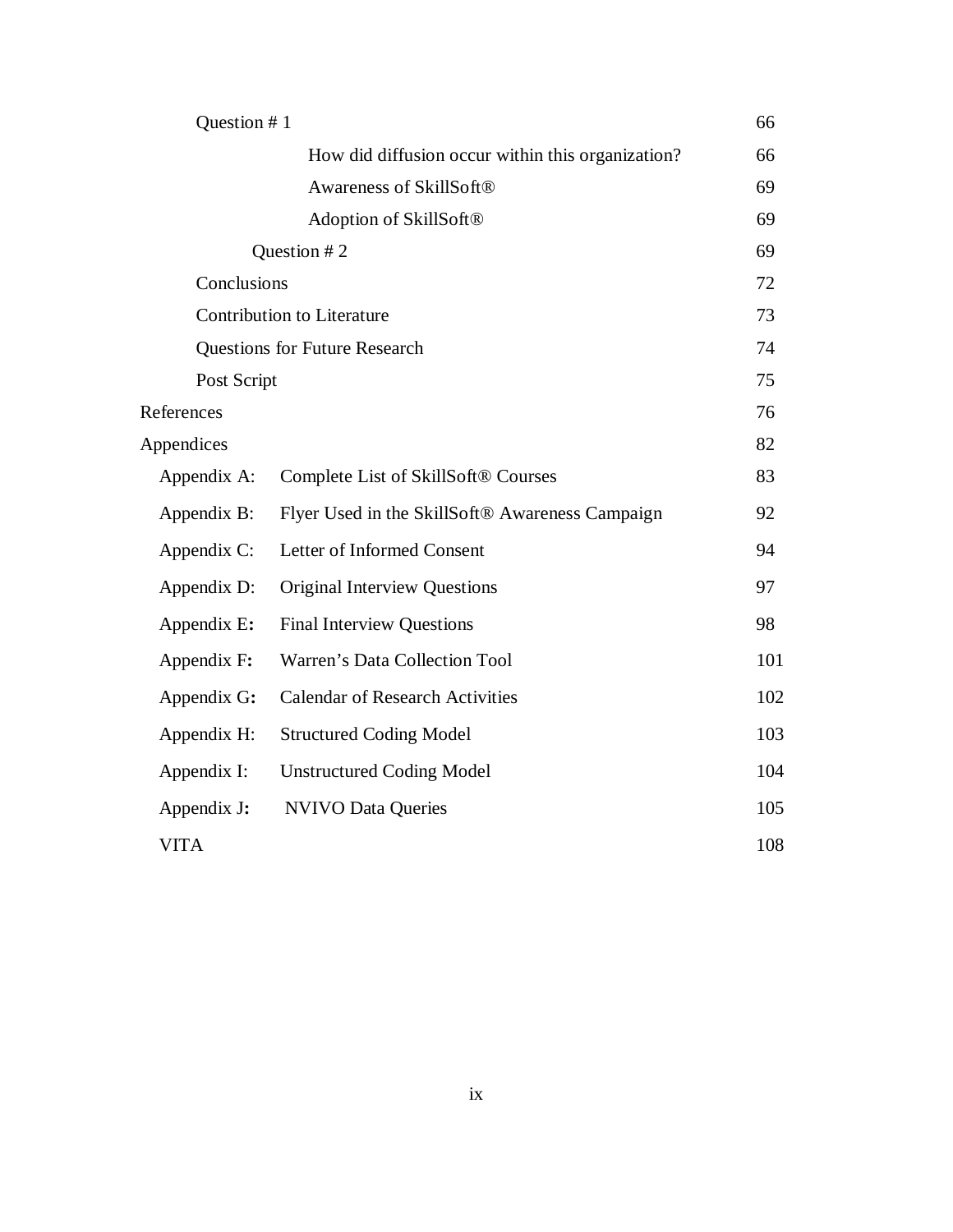| | |
|---|---|
| Question # 1 | 66 |
| How did diffusion occur within this organization? | 66 |
| Awareness of SkillSoft® | 69 |
| Adoption of SkillSoft® | 69 |
| Question # 2 | 69 |
| Conclusions | 72 |
| Contribution to Literature | 73 |
| Questions for Future Research | 74 |
| Post Script | 75 |
| References | 76 |
| Appendices | 82 |
| Appendix A: Complete List of SkillSoft® Courses | 83 |
| Appendix B: Flyer Used in the SkillSoft® Awareness Campaign | 92 |
| Appendix C: Letter of Informed Consent | 94 |
| Appendix D: Original Interview Questions | 97 |
| Appendix E: Final Interview Questions | 98 |
| Appendix F: Warren's Data Collection Tool | 101 |
| Appendix G: Calendar of Research Activities | 102 |
| Appendix H: Structured Coding Model | 103 |
| Appendix I: Unstructured Coding Model | 104 |
| Appendix J: NVIVO Data Queries | 105 |
| VITA | 108 |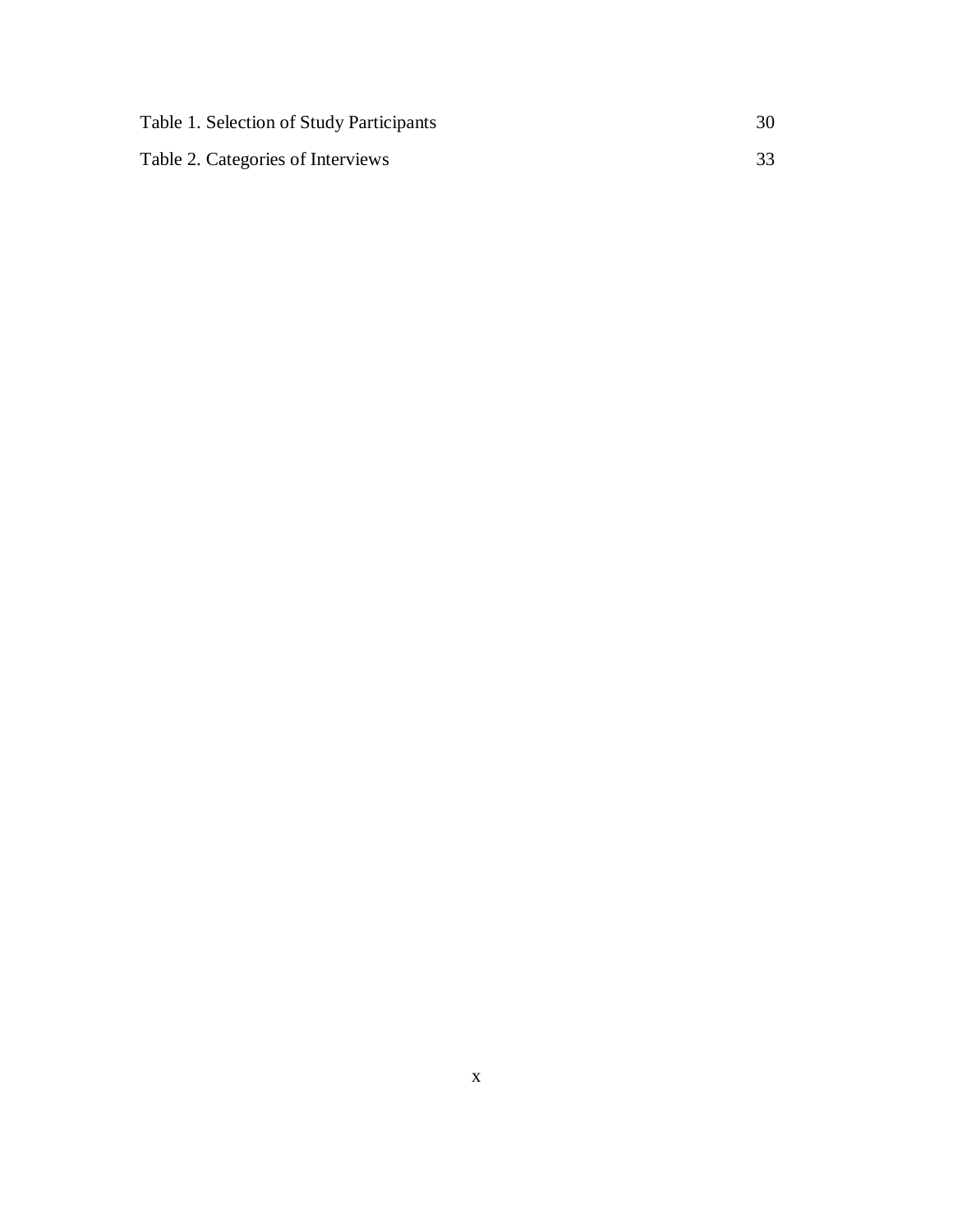Table 1. Selection of Study Participants 30

Table 2. Categories of Interviews 33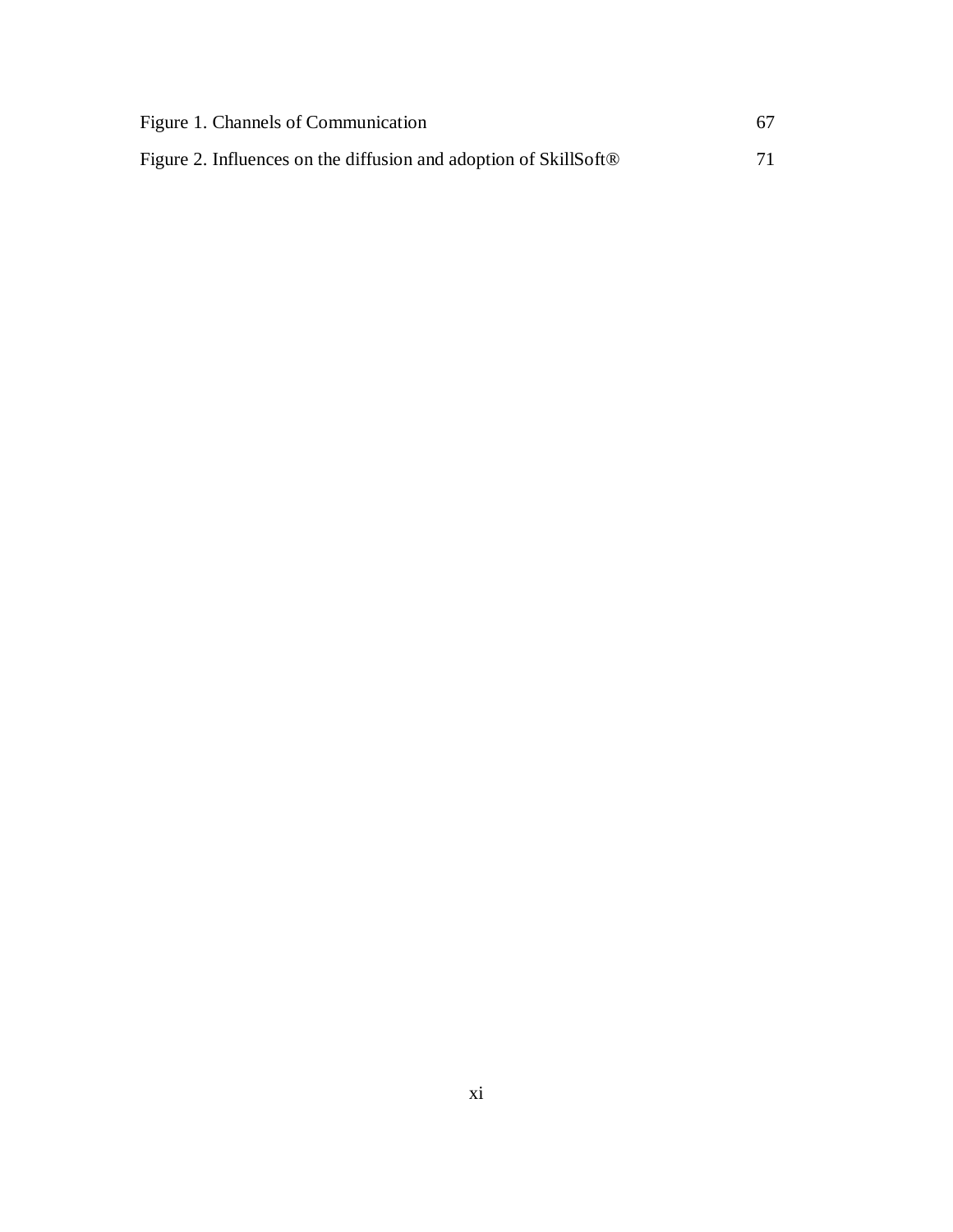Figure 1. Channels of Communication 67

Figure 2. Influences on the diffusion and adoption of SkillSoft® 71